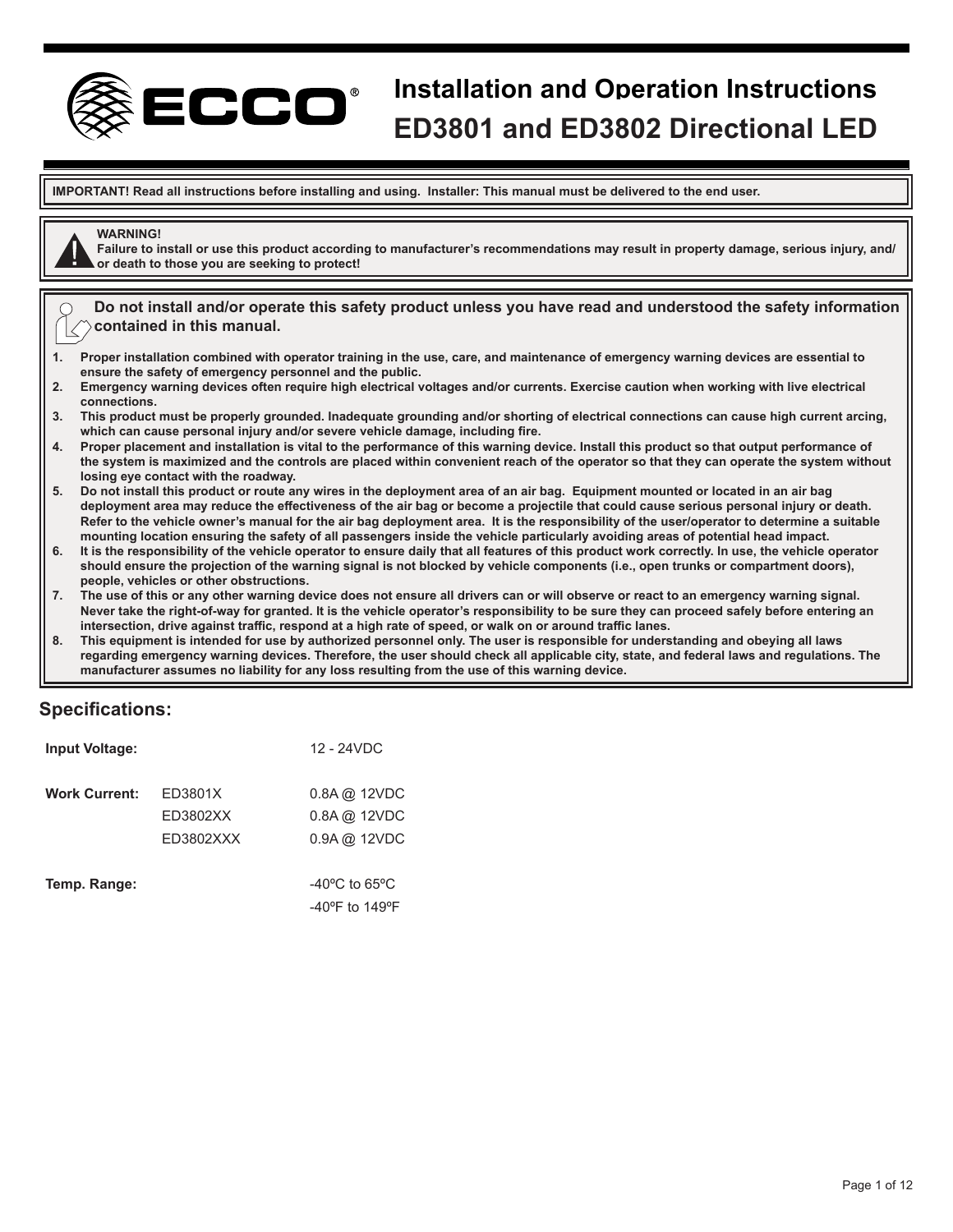# Installation and Operation Instructions
# ED3801 and ED3802 Directional LED

**IMPORTANT! Read all instructions before installing and using. Installer: This manual must be delivered to the end user.**

**WARNING!**
**Failure to install or use this product according to manufacturer's recommendations may result in property damage, serious injury, and/or death to those you are seeking to protect!**

**Do not install and/or operate this safety product unless you have read and understood the safety information contained in this manual.**

1. **Proper installation combined with operator training in the use, care, and maintenance of emergency warning devices are essential to ensure the safety of emergency personnel and the public.**
2. **Emergency warning devices often require high electrical voltages and/or currents. Exercise caution when working with live electrical connections.**
3. **This product must be properly grounded. Inadequate grounding and/or shorting of electrical connections can cause high current arcing, which can cause personal injury and/or severe vehicle damage, including fire.**
4. **Proper placement and installation is vital to the performance of this warning device. Install this product so that output performance of the system is maximized and the controls are placed within convenient reach of the operator so that they can operate the system without losing eye contact with the roadway.**
5. **Do not install this product or route any wires in the deployment area of an air bag. Equipment mounted or located in an air bag deployment area may reduce the effectiveness of the air bag or become a projectile that could cause serious personal injury or death. Refer to the vehicle owner's manual for the air bag deployment area. It is the responsibility of the user/operator to determine a suitable mounting location ensuring the safety of all passengers inside the vehicle particularly avoiding areas of potential head impact.**
6. **It is the responsibility of the vehicle operator to ensure daily that all features of this product work correctly. In use, the vehicle operator should ensure the projection of the warning signal is not blocked by vehicle components (i.e., open trunks or compartment doors), people, vehicles or other obstructions.**
7. **The use of this or any other warning device does not ensure all drivers can or will observe or react to an emergency warning signal. Never take the right-of-way for granted. It is the vehicle operator's responsibility to be sure they can proceed safely before entering an intersection, drive against traffic, respond at a high rate of speed, or walk on or around traffic lanes.**
8. **This equipment is intended for use by authorized personnel only. The user is responsible for understanding and obeying all laws regarding emergency warning devices. Therefore, the user should check all applicable city, state, and federal laws and regulations. The manufacturer assumes no liability for any loss resulting from the use of this warning device.**

## Specifications:

| | | |
|---|---|---|
| **Input Voltage:** | | 12 - 24VDC |
| **Work Current:** | ED3801X | 0.8A @ 12VDC |
| | ED3802XX | 0.8A @ 12VDC |
| | ED3802XXX | 0.9A @ 12VDC |
| **Temp. Range:** | | -40ºC to 65ºC |
| | | -40ºF to 149ºF |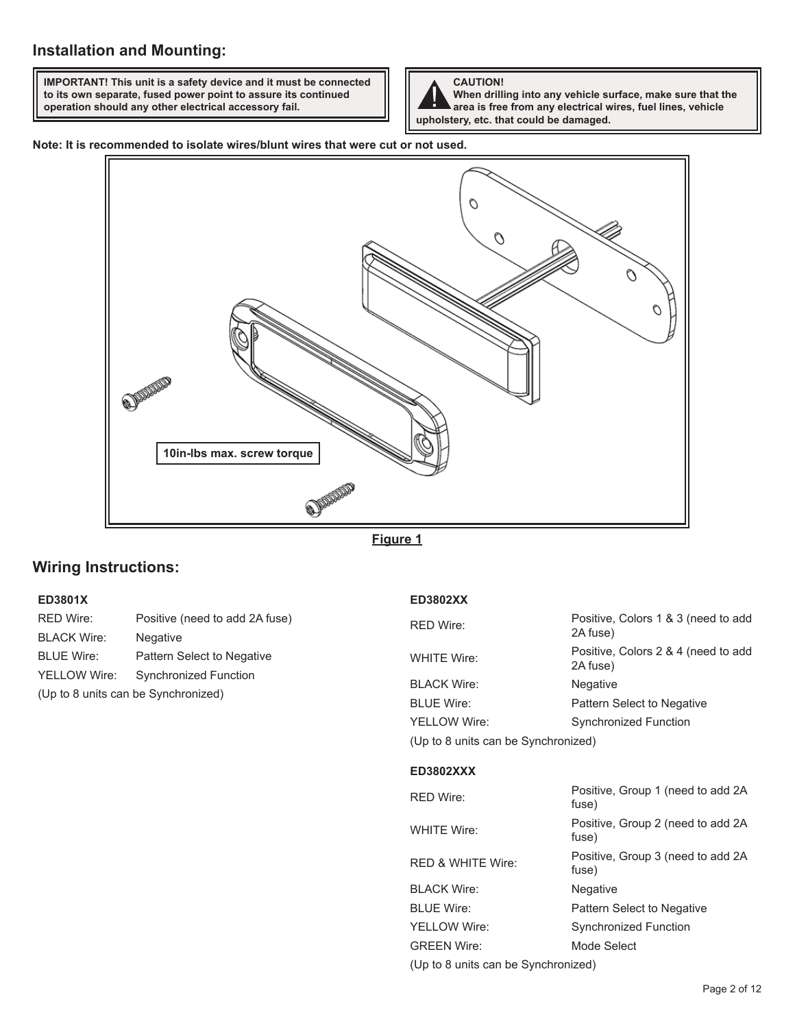## Installation and Mounting:

**IMPORTANT! This unit is a safety device and it must be connected to its own separate, fused power point to assure its continued operation should any other electrical accessory fail.**

**CAUTION!**
**When drilling into any vehicle surface, make sure that the area is free from any electrical wires, fuel lines, vehicle upholstery, etc. that could be damaged.**

**Note: It is recommended to isolate wires/blunt wires that were cut or not used.**

**10in-lbs max. screw torque**

**Figure 1**

## Wiring Instructions:

**ED3801X**

| | |
|---|---|
| RED Wire: | Positive (need to add 2A fuse) |
| BLACK Wire: | Negative |
| BLUE Wire: | Pattern Select to Negative |
| YELLOW Wire: | Synchronized Function |

(Up to 8 units can be Synchronized)

**ED3802XX**

| | |
|---|---|
| RED Wire: | Positive, Colors 1 & 3 (need to add 2A fuse) |
| WHITE Wire: | Positive, Colors 2 & 4 (need to add 2A fuse) |
| BLACK Wire: | Negative |
| BLUE Wire: | Pattern Select to Negative |
| YELLOW Wire: | Synchronized Function |

(Up to 8 units can be Synchronized)

**ED3802XXX**

| | |
|---|---|
| RED Wire: | Positive, Group 1 (need to add 2A fuse) |
| WHITE Wire: | Positive, Group 2 (need to add 2A fuse) |
| RED & WHITE Wire: | Positive, Group 3 (need to add 2A fuse) |
| BLACK Wire: | Negative |
| BLUE Wire: | Pattern Select to Negative |
| YELLOW Wire: | Synchronized Function |
| GREEN Wire: | Mode Select |

(Up to 8 units can be Synchronized)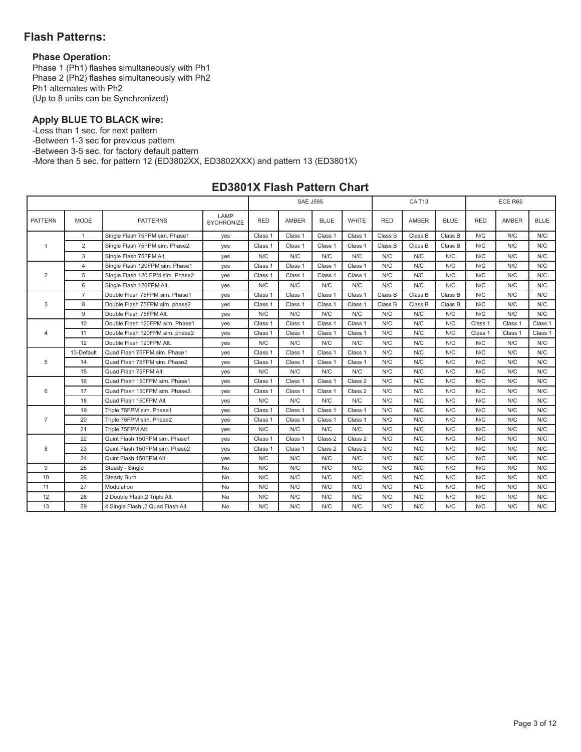## Flash Patterns:

### Phase Operation:

Phase 1 (Ph1) flashes simultaneously with Ph1
Phase 2 (Ph2) flashes simultaneously with Ph2
Ph1 alternates with Ph2
(Up to 8 units can be Synchronized)

### Apply BLUE TO BLACK wire:

-Less than 1 sec. for next pattern
-Between 1-3 sec for previous pattern
-Between 3-5 sec. for factory default pattern
-More than 5 sec. for pattern 12 (ED3802XX, ED3802XXX) and pattern 13 (ED3801X)

## ED3801X Flash Pattern Chart

| | | | | SAE J595 | | | | CA T13 | | | ECE R65 | | |
|---|---|---|---|---|---|---|---|---|---|---|---|---|---|
| PATTERN | MODE | PATTERNS | LAMP SYCHRONIZE | RED | AMBER | BLUE | WHITE | RED | AMBER | BLUE | RED | AMBER | BLUE |
| 1 | 1 | Single Flash 75FPM sim. Phase1 | yes | Class 1 | Class 1 | Class 1 | Class 1 | Class B | Class B | Class B | N/C | N/C | N/C |
| | 2 | Single Flash 75FPM sim. Phase2 | yes | Class 1 | Class 1 | Class 1 | Class 1 | Class B | Class B | Class B | N/C | N/C | N/C |
| | 3 | Single Flash 75FPM Alt. | yes | N/C | N/C | N/C | N/C | N/C | N/C | N/C | N/C | N/C | N/C |
| 2 | 4 | Single Flash 120FPM sim. Phase1 | yes | Class 1 | Class 1 | Class 1 | Class 1 | N/C | N/C | N/C | N/C | N/C | N/C |
| | 5 | Single Flash 120 FPM sim. Phase2 | yes | Class 1 | Class 1 | Class 1 | Class 1 | N/C | N/C | N/C | N/C | N/C | N/C |
| | 6 | Single Flash 120FPM Alt. | yes | N/C | N/C | N/C | N/C | N/C | N/C | N/C | N/C | N/C | N/C |
| 3 | 7 | Double Flash 75FPM sim. Phase1 | yes | Class 1 | Class 1 | Class 1 | Class 1 | Class B | Class B | Class B | N/C | N/C | N/C |
| | 8 | Double Flash 75FPM sim. phase2 | yes | Class 1 | Class 1 | Class 1 | Class 1 | Class B | Class B | Class B | N/C | N/C | N/C |
| | 9 | Double Flash 75FPM Alt. | yes | N/C | N/C | N/C | N/C | N/C | N/C | N/C | N/C | N/C | N/C |
| 4 | 10 | Double Flash 120FPM sim. Phase1 | yes | Class 1 | Class 1 | Class 1 | Class 1 | N/C | N/C | N/C | Class 1 | Class 1 | Class 1 |
| | 11 | Double Flash 120FPM sim. phase2 | yes | Class 1 | Class 1 | Class 1 | Class 1 | N/C | N/C | N/C | Class 1 | Class 1 | Class 1 |
| | 12 | Double Flash 120FPM Alt. | yes | N/C | N/C | N/C | N/C | N/C | N/C | N/C | N/C | N/C | N/C |
| 5 | 13-Default | Quad Flash 75FPM sim. Phase1 | yes | Class 1 | Class 1 | Class 1 | Class 1 | N/C | N/C | N/C | N/C | N/C | N/C |
| | 14 | Quad Flash 75FPM sim. Phase2 | yes | Class 1 | Class 1 | Class 1 | Class 1 | N/C | N/C | N/C | N/C | N/C | N/C |
| | 15 | Quad Flash 75FPM Alt. | yes | N/C | N/C | N/C | N/C | N/C | N/C | N/C | N/C | N/C | N/C |
| 6 | 16 | Quad Flash 150FPM sim. Phase1 | yes | Class 1 | Class 1 | Class 1 | Class 2 | N/C | N/C | N/C | N/C | N/C | N/C |
| | 17 | Quad Flash 150FPM sim. Phase2 | yes | Class 1 | Class 1 | Class 1 | Class 2 | N/C | N/C | N/C | N/C | N/C | N/C |
| | 18 | Quad Flash 150FPM Alt | yes | N/C | N/C | N/C | N/C | N/C | N/C | N/C | N/C | N/C | N/C |
| 7 | 19 | Triple 75FPM sim. Phase1 | yes | Class 1 | Class 1 | Class 1 | Class 1 | N/C | N/C | N/C | N/C | N/C | N/C |
| | 20 | Triple 75FPM sim. Phase2 | yes | Class 1 | Class 1 | Class 1 | Class 1 | N/C | N/C | N/C | N/C | N/C | N/C |
| | 21 | Triple 75FPM Alt. | yes | N/C | N/C | N/C | N/C | N/C | N/C | N/C | N/C | N/C | N/C |
| 8 | 22 | Quint Flash 150FPM sim. Phase1 | yes | Class 1 | Class 1 | Class 2 | Class 2 | N/C | N/C | N/C | N/C | N/C | N/C |
| | 23 | Quint Flash 150FPM sim. Phase2 | yes | Class 1 | Class 1 | Class 2 | Class 2 | N/C | N/C | N/C | N/C | N/C | N/C |
| | 24 | Quint Flash 150FPM Alt. | yes | N/C | N/C | N/C | N/C | N/C | N/C | N/C | N/C | N/C | N/C |
| 9 | 25 | Steady - Single | No | N/C | N/C | N/C | N/C | N/C | N/C | N/C | N/C | N/C | N/C |
| 10 | 26 | Steady Burn | No | N/C | N/C | N/C | N/C | N/C | N/C | N/C | N/C | N/C | N/C |
| 11 | 27 | Modulation | No | N/C | N/C | N/C | N/C | N/C | N/C | N/C | N/C | N/C | N/C |
| 12 | 28 | 2 Double Flash,2 Triple Alt. | No | N/C | N/C | N/C | N/C | N/C | N/C | N/C | N/C | N/C | N/C |
| 13 | 29 | 4 Single Flash ,2 Quad Flash Alt. | No | N/C | N/C | N/C | N/C | N/C | N/C | N/C | N/C | N/C | N/C |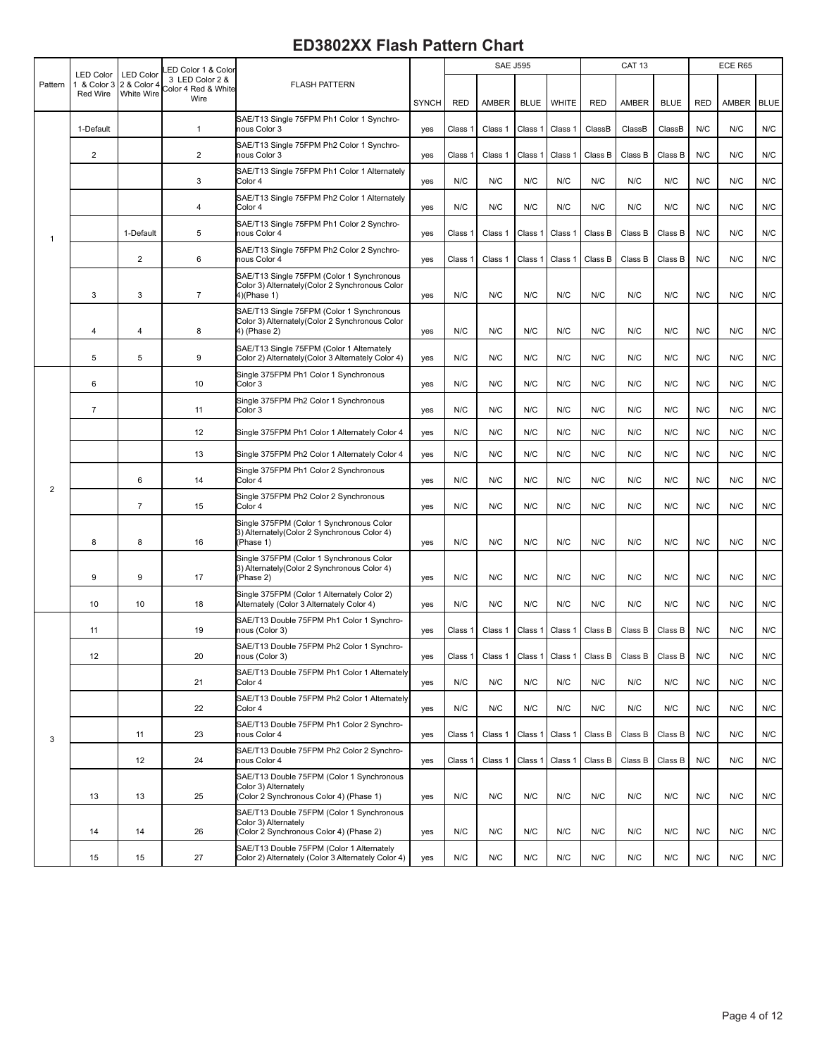# ED3802XX Flash Pattern Chart

| Pattern | LED Color 1 & Color 3 Red Wire | LED Color 2 & Color 4 White Wire | LED Color 1 & Color 3 LED Color 2 & Color 4 Red & White Wire | FLASH PATTERN | SYNCH | SAE J595 | | | | CAT 13 | | | ECE R65 | | |
|---|---|---|---|---|---|---|---|---|---|---|---|---|---|---|---|
| | | | | | | RED | AMBER | BLUE | WHITE | RED | AMBER | BLUE | RED | AMBER | BLUE |
| 1 | 1-Default | | 1 | SAE/T13 Single 75FPM Ph1 Color 1 Synchronous Color 3 | yes | Class 1 | Class 1 | Class 1 | Class 1 | ClassB | ClassB | ClassB | N/C | N/C | N/C |
| | 2 | | 2 | SAE/T13 Single 75FPM Ph2 Color 1 Synchronous Color 3 | yes | Class 1 | Class 1 | Class 1 | Class 1 | Class B | Class B | Class B | N/C | N/C | N/C |
| | | | 3 | SAE/T13 Single 75FPM Ph1 Color 1 Alternately Color 4 | yes | N/C | N/C | N/C | N/C | N/C | N/C | N/C | N/C | N/C | N/C |
| | | | 4 | SAE/T13 Single 75FPM Ph2 Color 1 Alternately Color 4 | yes | N/C | N/C | N/C | N/C | N/C | N/C | N/C | N/C | N/C | N/C |
| | | 1-Default | 5 | SAE/T13 Single 75FPM Ph1 Color 2 Synchronous Color 4 | yes | Class 1 | Class 1 | Class 1 | Class 1 | Class B | Class B | Class B | N/C | N/C | N/C |
| | | 2 | 6 | SAE/T13 Single 75FPM Ph2 Color 2 Synchronous Color 4 | yes | Class 1 | Class 1 | Class 1 | Class 1 | Class B | Class B | Class B | N/C | N/C | N/C |
| | 3 | 3 | 7 | SAE/T13 Single 75FPM (Color 1 Synchronous Color 3) Alternately(Color 2 Synchronous Color 4)(Phase 1) | yes | N/C | N/C | N/C | N/C | N/C | N/C | N/C | N/C | N/C | N/C |
| | 4 | 4 | 8 | SAE/T13 Single 75FPM (Color 1 Synchronous Color 3) Alternately(Color 2 Synchronous Color 4) (Phase 2) | yes | N/C | N/C | N/C | N/C | N/C | N/C | N/C | N/C | N/C | N/C |
| | 5 | 5 | 9 | SAE/T13 Single 75FPM (Color 1 Alternately Color 2) Alternately(Color 3 Alternately Color 4) | yes | N/C | N/C | N/C | N/C | N/C | N/C | N/C | N/C | N/C | N/C |
| 2 | 6 | | 10 | Single 375FPM Ph1 Color 1 Synchronous Color 3 | yes | N/C | N/C | N/C | N/C | N/C | N/C | N/C | N/C | N/C | N/C |
| | 7 | | 11 | Single 375FPM Ph2 Color 1 Synchronous Color 3 | yes | N/C | N/C | N/C | N/C | N/C | N/C | N/C | N/C | N/C | N/C |
| | | | 12 | Single 375FPM Ph1 Color 1 Alternately Color 4 | yes | N/C | N/C | N/C | N/C | N/C | N/C | N/C | N/C | N/C | N/C |
| | | | 13 | Single 375FPM Ph2 Color 1 Alternately Color 4 | yes | N/C | N/C | N/C | N/C | N/C | N/C | N/C | N/C | N/C | N/C |
| | | 6 | 14 | Single 375FPM Ph1 Color 2 Synchronous Color 4 | yes | N/C | N/C | N/C | N/C | N/C | N/C | N/C | N/C | N/C | N/C |
| | | 7 | 15 | Single 375FPM Ph2 Color 2 Synchronous Color 4 | yes | N/C | N/C | N/C | N/C | N/C | N/C | N/C | N/C | N/C | N/C |
| | 8 | 8 | 16 | Single 375FPM (Color 1 Synchronous Color 3) Alternately(Color 2 Synchronous Color 4) (Phase 1) | yes | N/C | N/C | N/C | N/C | N/C | N/C | N/C | N/C | N/C | N/C |
| | 9 | 9 | 17 | Single 375FPM (Color 1 Synchronous Color 3) Alternately(Color 2 Synchronous Color 4) (Phase 2) | yes | N/C | N/C | N/C | N/C | N/C | N/C | N/C | N/C | N/C | N/C |
| | 10 | 10 | 18 | Single 375FPM (Color 1 Alternately Color 2) Alternately (Color 3 Alternately Color 4) | yes | N/C | N/C | N/C | N/C | N/C | N/C | N/C | N/C | N/C | N/C |
| 3 | 11 | | 19 | SAE/T13 Double 75FPM Ph1 Color 1 Synchronous (Color 3) | yes | Class 1 | Class 1 | Class 1 | Class 1 | Class B | Class B | Class B | N/C | N/C | N/C |
| | 12 | | 20 | SAE/T13 Double 75FPM Ph2 Color 1 Synchronous (Color 3) | yes | Class 1 | Class 1 | Class 1 | Class 1 | Class B | Class B | Class B | N/C | N/C | N/C |
| | | | 21 | SAE/T13 Double 75FPM Ph1 Color 1 Alternately Color 4 | yes | N/C | N/C | N/C | N/C | N/C | N/C | N/C | N/C | N/C | N/C |
| | | | 22 | SAE/T13 Double 75FPM Ph2 Color 1 Alternately Color 4 | yes | N/C | N/C | N/C | N/C | N/C | N/C | N/C | N/C | N/C | N/C |
| | | 11 | 23 | SAE/T13 Double 75FPM Ph1 Color 2 Synchronous Color 4 | yes | Class 1 | Class 1 | Class 1 | Class 1 | Class B | Class B | Class B | N/C | N/C | N/C |
| | | 12 | 24 | SAE/T13 Double 75FPM Ph2 Color 2 Synchronous Color 4 | yes | Class 1 | Class 1 | Class 1 | Class 1 | Class B | Class B | Class B | N/C | N/C | N/C |
| | 13 | 13 | 25 | SAE/T13 Double 75FPM (Color 1 Synchronous Color 3) Alternately (Color 2 Synchronous Color 4) (Phase 1) | yes | N/C | N/C | N/C | N/C | N/C | N/C | N/C | N/C | N/C | N/C |
| | 14 | 14 | 26 | SAE/T13 Double 75FPM (Color 1 Synchronous Color 3) Alternately (Color 2 Synchronous Color 4) (Phase 2) | yes | N/C | N/C | N/C | N/C | N/C | N/C | N/C | N/C | N/C | N/C |
| | 15 | 15 | 27 | SAE/T13 Double 75FPM (Color 1 Alternately Color 2) Alternately (Color 3 Alternately Color 4) | yes | N/C | N/C | N/C | N/C | N/C | N/C | N/C | N/C | N/C | N/C |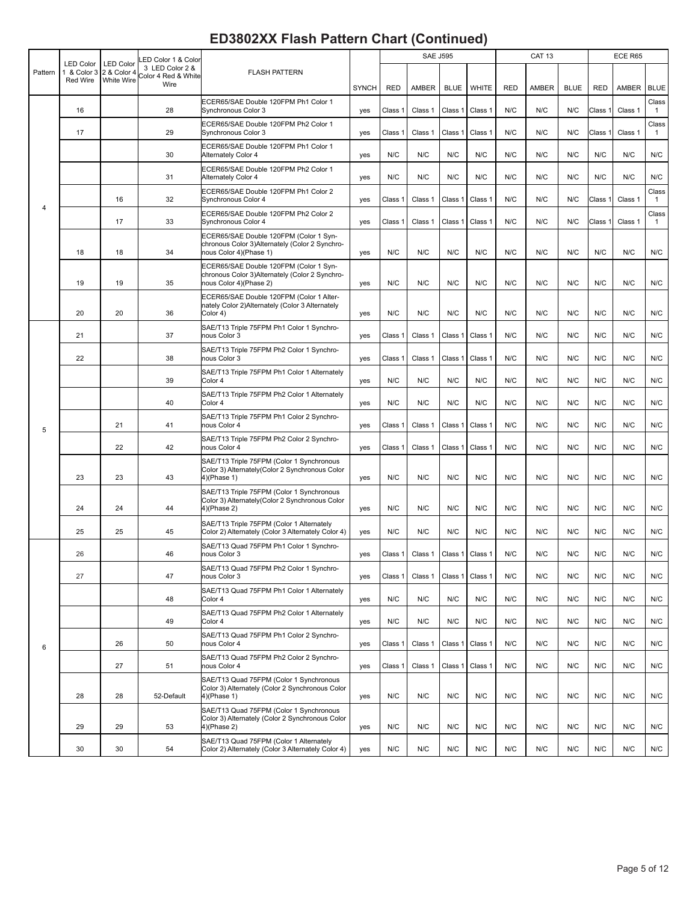# ED3802XX Flash Pattern Chart (Continued)

| Pattern | LED Color 1 & Color 3 Red Wire | LED Color 2 & Color 4 White Wire | LED Color 1 & Color 3 LED Color 2 & Color 4 Red & White Wire | FLASH PATTERN | SYNCH | SAE J595 | | | | CAT 13 | | | ECE R65 | | |
|---|---|---|---|---|---|---|---|---|---|---|---|---|---|---|---|
| | | | | | | RED | AMBER | BLUE | WHITE | RED | AMBER | BLUE | RED | AMBER | BLUE |
| 4 | 16 | | 28 | ECER65/SAE Double 120FPM Ph1 Color 1 Synchronous Color 3 | yes | Class 1 | Class 1 | Class 1 | Class 1 | N/C | N/C | N/C | Class 1 | Class 1 | Class 1 |
| | 17 | | 29 | ECER65/SAE Double 120FPM Ph2 Color 1 Synchronous Color 3 | yes | Class 1 | Class 1 | Class 1 | Class 1 | N/C | N/C | N/C | Class 1 | Class 1 | Class 1 |
| | | | 30 | ECER65/SAE Double 120FPM Ph1 Color 1 Alternately Color 4 | yes | N/C | N/C | N/C | N/C | N/C | N/C | N/C | N/C | N/C | N/C |
| | | | 31 | ECER65/SAE Double 120FPM Ph2 Color 1 Alternately Color 4 | yes | N/C | N/C | N/C | N/C | N/C | N/C | N/C | N/C | N/C | N/C |
| | | 16 | 32 | ECER65/SAE Double 120FPM Ph1 Color 2 Synchronous Color 4 | yes | Class 1 | Class 1 | Class 1 | Class 1 | N/C | N/C | N/C | Class 1 | Class 1 | Class 1 |
| | | 17 | 33 | ECER65/SAE Double 120FPM Ph2 Color 2 Synchronous Color 4 | yes | Class 1 | Class 1 | Class 1 | Class 1 | N/C | N/C | N/C | Class 1 | Class 1 | Class 1 |
| | 18 | 18 | 34 | ECER65/SAE Double 120FPM (Color 1 Synchronous Color 3)Alternately (Color 2 Synchronous Color 4)(Phase 1) | yes | N/C | N/C | N/C | N/C | N/C | N/C | N/C | N/C | N/C | N/C |
| | 19 | 19 | 35 | ECER65/SAE Double 120FPM (Color 1 Synchronous Color 3)Alternately (Color 2 Synchronous Color 4)(Phase 2) | yes | N/C | N/C | N/C | N/C | N/C | N/C | N/C | N/C | N/C | N/C |
| | 20 | 20 | 36 | ECER65/SAE Double 120FPM (Color 1 Alternately Color 2)Alternately (Color 3 Alternately Color 4) | yes | N/C | N/C | N/C | N/C | N/C | N/C | N/C | N/C | N/C | N/C |
| 5 | 21 | | 37 | SAE/T13 Triple 75FPM Ph1 Color 1 Synchronous Color 3 | yes | Class 1 | Class 1 | Class 1 | Class 1 | N/C | N/C | N/C | N/C | N/C | N/C |
| | 22 | | 38 | SAE/T13 Triple 75FPM Ph2 Color 1 Synchronous Color 3 | yes | Class 1 | Class 1 | Class 1 | Class 1 | N/C | N/C | N/C | N/C | N/C | N/C |
| | | | 39 | SAE/T13 Triple 75FPM Ph1 Color 1 Alternately Color 4 | yes | N/C | N/C | N/C | N/C | N/C | N/C | N/C | N/C | N/C | N/C |
| | | | 40 | SAE/T13 Triple 75FPM Ph2 Color 1 Alternately Color 4 | yes | N/C | N/C | N/C | N/C | N/C | N/C | N/C | N/C | N/C | N/C |
| | | 21 | 41 | SAE/T13 Triple 75FPM Ph1 Color 2 Synchronous Color 4 | yes | Class 1 | Class 1 | Class 1 | Class 1 | N/C | N/C | N/C | N/C | N/C | N/C |
| | | 22 | 42 | SAE/T13 Triple 75FPM Ph2 Color 2 Synchronous Color 4 | yes | Class 1 | Class 1 | Class 1 | Class 1 | N/C | N/C | N/C | N/C | N/C | N/C |
| | 23 | 23 | 43 | SAE/T13 Triple 75FPM (Color 1 Synchronous Color 3) Alternately(Color 2 Synchronous Color 4)(Phase 1) | yes | N/C | N/C | N/C | N/C | N/C | N/C | N/C | N/C | N/C | N/C |
| | 24 | 24 | 44 | SAE/T13 Triple 75FPM (Color 1 Synchronous Color 3) Alternately(Color 2 Synchronous Color 4)(Phase 2) | yes | N/C | N/C | N/C | N/C | N/C | N/C | N/C | N/C | N/C | N/C |
| | 25 | 25 | 45 | SAE/T13 Triple 75FPM (Color 1 Alternately Color 2) Alternately (Color 3 Alternately Color 4) | yes | N/C | N/C | N/C | N/C | N/C | N/C | N/C | N/C | N/C | N/C |
| 6 | 26 | | 46 | SAE/T13 Quad 75FPM Ph1 Color 1 Synchronous Color 3 | yes | Class 1 | Class 1 | Class 1 | Class 1 | N/C | N/C | N/C | N/C | N/C | N/C |
| | 27 | | 47 | SAE/T13 Quad 75FPM Ph2 Color 1 Synchronous Color 3 | yes | Class 1 | Class 1 | Class 1 | Class 1 | N/C | N/C | N/C | N/C | N/C | N/C |
| | | | 48 | SAE/T13 Quad 75FPM Ph1 Color 1 Alternately Color 4 | yes | N/C | N/C | N/C | N/C | N/C | N/C | N/C | N/C | N/C | N/C |
| | | | 49 | SAE/T13 Quad 75FPM Ph2 Color 1 Alternately Color 4 | yes | N/C | N/C | N/C | N/C | N/C | N/C | N/C | N/C | N/C | N/C |
| | | 26 | 50 | SAE/T13 Quad 75FPM Ph1 Color 2 Synchronous Color 4 | yes | Class 1 | Class 1 | Class 1 | Class 1 | N/C | N/C | N/C | N/C | N/C | N/C |
| | | 27 | 51 | SAE/T13 Quad 75FPM Ph2 Color 2 Synchronous Color 4 | yes | Class 1 | Class 1 | Class 1 | Class 1 | N/C | N/C | N/C | N/C | N/C | N/C |
| | 28 | 28 | 52-Default | SAE/T13 Quad 75FPM (Color 1 Synchronous Color 3) Alternately (Color 2 Synchronous Color 4)(Phase 1) | yes | N/C | N/C | N/C | N/C | N/C | N/C | N/C | N/C | N/C | N/C |
| | 29 | 29 | 53 | SAE/T13 Quad 75FPM (Color 1 Synchronous Color 3) Alternately (Color 2 Synchronous Color 4)(Phase 2) | yes | N/C | N/C | N/C | N/C | N/C | N/C | N/C | N/C | N/C | N/C |
| | 30 | 30 | 54 | SAE/T13 Quad 75FPM (Color 1 Alternately Color 2) Alternately (Color 3 Alternately Color 4) | yes | N/C | N/C | N/C | N/C | N/C | N/C | N/C | N/C | N/C | N/C |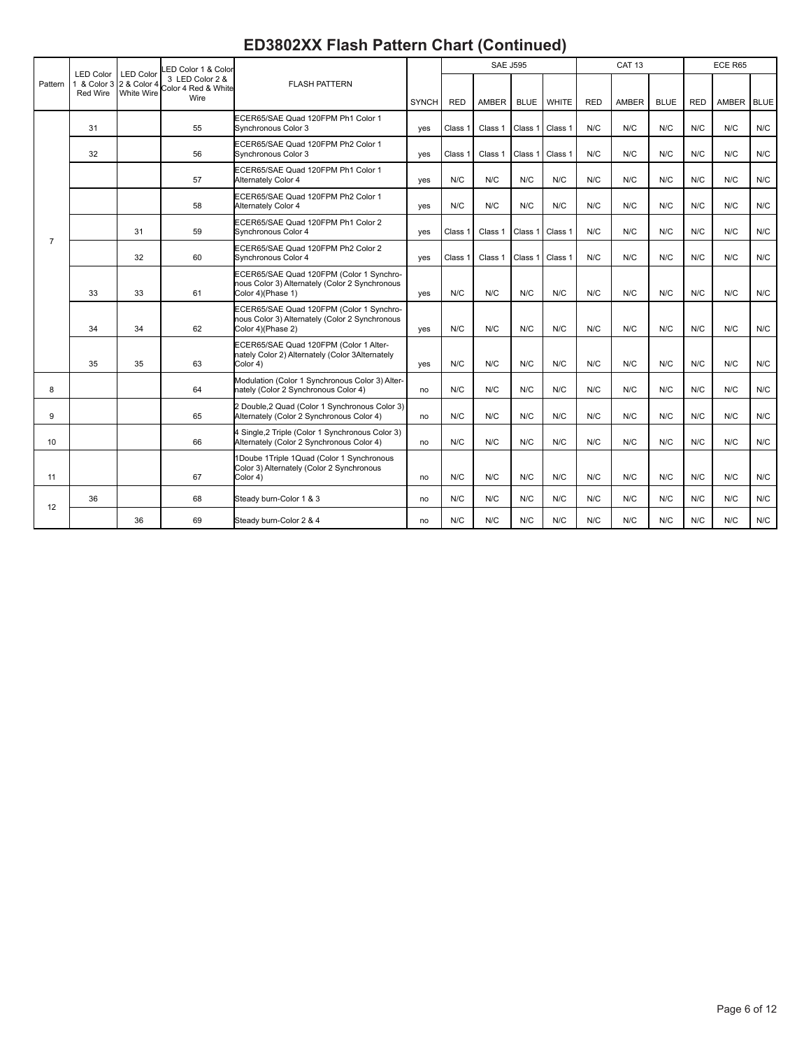# ED3802XX Flash Pattern Chart (Continued)

| Pattern | LED Color 1 & Color 3 Red Wire | LED Color 2 & Color 4 White Wire | LED Color 1 & Color 3 LED Color 2 & Color 4 Red & White Wire | FLASH PATTERN | SYNCH | SAE J595 | | | | CAT 13 | | | ECE R65 | | |
|---|---|---|---|---|---|---|---|---|---|---|---|---|---|---|---|
| | | | | | | RED | AMBER | BLUE | WHITE | RED | AMBER | BLUE | RED | AMBER | BLUE |
| 7 | 31 | | 55 | ECER65/SAE Quad 120FPM Ph1 Color 1 Synchronous Color 3 | yes | Class 1 | Class 1 | Class 1 | Class 1 | N/C | N/C | N/C | N/C | N/C | N/C |
| | 32 | | 56 | ECER65/SAE Quad 120FPM Ph2 Color 1 Synchronous Color 3 | yes | Class 1 | Class 1 | Class 1 | Class 1 | N/C | N/C | N/C | N/C | N/C | N/C |
| | | | 57 | ECER65/SAE Quad 120FPM Ph1 Color 1 Alternately Color 4 | yes | N/C | N/C | N/C | N/C | N/C | N/C | N/C | N/C | N/C | N/C |
| | | | 58 | ECER65/SAE Quad 120FPM Ph2 Color 1 Alternately Color 4 | yes | N/C | N/C | N/C | N/C | N/C | N/C | N/C | N/C | N/C | N/C |
| | | 31 | 59 | ECER65/SAE Quad 120FPM Ph1 Color 2 Synchronous Color 4 | yes | Class 1 | Class 1 | Class 1 | Class 1 | N/C | N/C | N/C | N/C | N/C | N/C |
| | | 32 | 60 | ECER65/SAE Quad 120FPM Ph2 Color 2 Synchronous Color 4 | yes | Class 1 | Class 1 | Class 1 | Class 1 | N/C | N/C | N/C | N/C | N/C | N/C |
| | 33 | 33 | 61 | ECER65/SAE Quad 120FPM (Color 1 Synchronous Color 3) Alternately (Color 2 Synchronous Color 4)(Phase 1) | yes | N/C | N/C | N/C | N/C | N/C | N/C | N/C | N/C | N/C | N/C |
| | 34 | 34 | 62 | ECER65/SAE Quad 120FPM (Color 1 Synchronous Color 3) Alternately (Color 2 Synchronous Color 4)(Phase 2) | yes | N/C | N/C | N/C | N/C | N/C | N/C | N/C | N/C | N/C | N/C |
| | 35 | 35 | 63 | ECER65/SAE Quad 120FPM (Color 1 Alternately Color 2) Alternately (Color 3Alternately Color 4) | yes | N/C | N/C | N/C | N/C | N/C | N/C | N/C | N/C | N/C | N/C |
| 8 | | | 64 | Modulation (Color 1 Synchronous Color 3) Alternately (Color 2 Synchronous Color 4) | no | N/C | N/C | N/C | N/C | N/C | N/C | N/C | N/C | N/C | N/C |
| 9 | | | 65 | 2 Double,2 Quad (Color 1 Synchronous Color 3) Alternately (Color 2 Synchronous Color 4) | no | N/C | N/C | N/C | N/C | N/C | N/C | N/C | N/C | N/C | N/C |
| 10 | | | 66 | 4 Single,2 Triple (Color 1 Synchronous Color 3) Alternately (Color 2 Synchronous Color 4) | no | N/C | N/C | N/C | N/C | N/C | N/C | N/C | N/C | N/C | N/C |
| 11 | | | 67 | 1Doube 1Triple 1Quad (Color 1 Synchronous Color 3) Alternately (Color 2 Synchronous Color 4) | no | N/C | N/C | N/C | N/C | N/C | N/C | N/C | N/C | N/C | N/C |
| 12 | 36 | | 68 | Steady burn-Color 1 & 3 | no | N/C | N/C | N/C | N/C | N/C | N/C | N/C | N/C | N/C | N/C |
| | | 36 | 69 | Steady burn-Color 2 & 4 | no | N/C | N/C | N/C | N/C | N/C | N/C | N/C | N/C | N/C | N/C |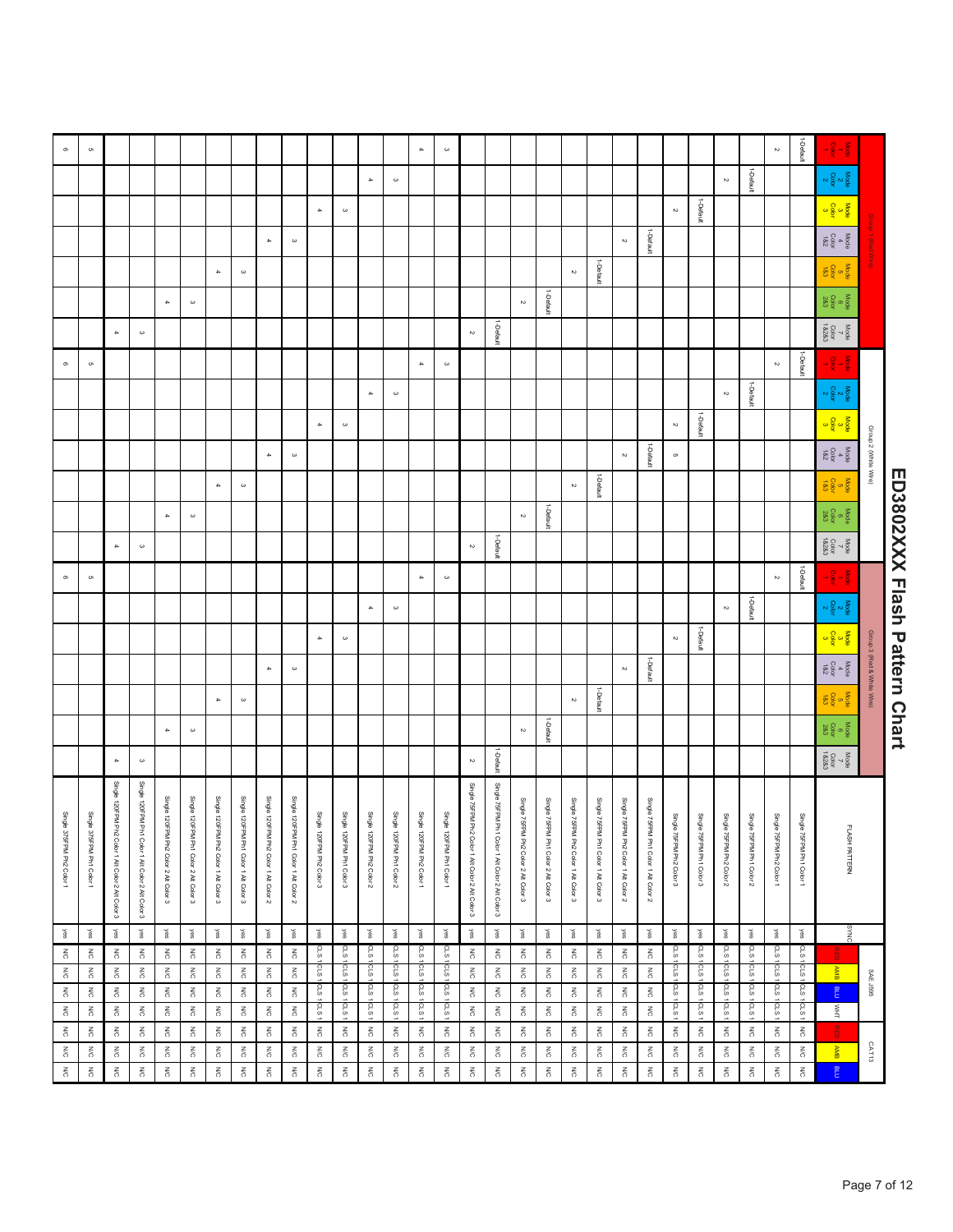# ED3802XXX Flash Pattern Chart

| Group 1 (Red Wire) | | | | | | | Group 2 (White Wire) | | | | | | | Group 3 (Red & White Wire) | | | | | | | FLASH PATTERN | SYNC | SAE J595 | | | | CAT13 | | |
|---|---|---|---|---|---|---|---|---|---|---|---|---|---|---|---|---|---|---|---|---|---|---|---|---|---|---|---|---|---|
| Mode 1 Color 1 | Mode 2 Color 2 | Mode 3 Color 3 | Mode 4 Color 1&2 | Mode 5 Color 1&3 | Mode 6 Color 2&3 | Mode 7 Color 1&2&3 | Mode 1 Color 1 | Mode 2 Color 2 | Mode 3 Color 3 | Mode 4 Color 1&2 | Mode 5 Color 1&3 | Mode 6 Color 2&3 | Mode 7 Color 1&2&3 | Mode 1 Color 1 | Mode 2 Color 2 | Mode 3 Color 3 | Mode 4 Color 1&2 | Mode 5 Color 1&3 | Mode 6 Color 2&3 | Mode 7 Color 1&2&3 | | | RED | AMB | BLU | WHT | RED | AMB | BLU |
| 1-Default | | | | | | | 1-Default | | | | | | | 1-Default | | | | | | | Single 75FPM Ph1 Color 1 | yes | CLS 1 | CLS 1 | CLS 1 | CLS 1 | N/C | N/C | N/C |
| 2 | | | | | | | 2 | | | | | | | 2 | | | | | | | Single 75FPM Ph2 Color 1 | yes | CLS 1 | CLS 1 | CLS 1 | CLS 1 | N/C | N/C | N/C |
| | 1-Default | | | | | | | 1-Default | | | | | | | 1-Default | | | | | | Single 75FPM Ph1 Color 2 | yes | CLS 1 | CLS 1 | CLS 1 | CLS 1 | N/C | N/C | N/C |
| | 2 | | | | | | | 2 | | | | | | | 2 | | | | | | Single 75FPM Ph2 Color 2 | yes | CLS 1 | CLS 1 | CLS 1 | CLS 1 | N/C | N/C | N/C |
| | | 1-Default | | | | | | | 1-Default | | | | | | | 1-Default | | | | | Single 75FPM Ph1 Color 3 | yes | CLS 1 | CLS 1 | CLS 1 | CLS 1 | N/C | N/C | N/C |
| | | 2 | | | | | | | 2 | 5 | | | | | | 2 | | | | | Single 75FPM Ph2 Color 3 | yes | CLS 1 | CLS 1 | CLS 1 | CLS 1 | N/C | N/C | N/C |
| | | | 1-Default | | | | | | | 1-Default | | | | | | | 1-Default | | | | Single 75FPM Ph1 Color 1 Alt Color 2 | yes | N/C | N/C | N/C | N/C | N/C | N/C | N/C |
| | | | 2 | | | | | | | 2 | | | | | | | 2 | | | | Single 75FPM Ph2 Color 1 Alt Color 2 | yes | N/C | N/C | N/C | N/C | N/C | N/C | N/C |
| | | | | 1-Default | | | | | | | 1-Default | | | | | | | 1-Default | | | Single 75FPM Ph1 Color 1 Alt Color 3 | yes | N/C | N/C | N/C | N/C | N/C | N/C | N/C |
| | | | | 2 | | | | | | | 2 | | | | | | | 2 | | | Single 75FPM Ph2 Color 1 Alt Color 3 | yes | N/C | N/C | N/C | N/C | N/C | N/C | N/C |
| | | | | | 1-Default | | | | | | | 1-Default | | | | | | | 1-Default | | Single 75FPM Ph1 Color 2 Alt Color 3 | yes | N/C | N/C | N/C | N/C | N/C | N/C | N/C |
| | | | | | 2 | | | | | | | 2 | | | | | | | 2 | | Single 75FPM Ph2 Color 2 Alt Color 3 | yes | N/C | N/C | N/C | N/C | N/C | N/C | N/C |
| | | | | | | 1-Default | | | | | | | 1-Default | | | | | | | 1-Default | Single 75FPM Ph1 Color 1 Alt Color 2 Alt Color 3 | yes | N/C | N/C | N/C | N/C | N/C | N/C | N/C |
| | | | | | | 2 | | | | | | | 2 | | | | | | | 2 | Single 75FPM Ph2 Color 1 Alt Color 2 Alt Color 3 | yes | N/C | N/C | N/C | N/C | N/C | N/C | N/C |
| 3 | | | | | | | 3 | | | | | | | 3 | | | | | | | Single 120FPM Ph1 Color 1 | yes | CLS 1 | CLS 1 | CLS 1 | CLS 1 | N/C | N/C | N/C |
| 4 | | | | | | | 4 | | | | | | | 4 | | | | | | | Single 120FPM Ph2 Color 1 | yes | CLS 1 | CLS 1 | CLS 1 | CLS 1 | N/C | N/C | N/C |
| | 3 | | | | | | | 3 | | | | | | | 3 | | | | | | Single 120FPM Ph1 Color 2 | yes | CLS 1 | CLS 1 | CLS 1 | CLS 1 | N/C | N/C | N/C |
| | 4 | | | | | | | 4 | | | | | | | 4 | | | | | | Single 120FPM Ph2 Color 2 | yes | CLS 1 | CLS 1 | CLS 1 | CLS 1 | N/C | N/C | N/C |
| | | 3 | | | | | | | 3 | | | | | | | 3 | | | | | Single 120FPM Ph1 Color 3 | yes | CLS 1 | CLS 1 | CLS 1 | CLS 1 | N/C | N/C | N/C |
| | | 4 | | | | | | | 4 | | | | | | | 4 | | | | | Single 120FPM Ph2 Color 3 | yes | CLS 1 | CLS 1 | CLS 1 | CLS 1 | N/C | N/C | N/C |
| | | | 3 | | | | | | | 3 | | | | | | | 3 | | | | Single 120FPM Ph1 Color 1 Alt Color 2 | yes | N/C | N/C | N/C | N/C | N/C | N/C | N/C |
| | | | 4 | | | | | | | 4 | | | | | | | 4 | | | | Single 120FPM Ph2 Color 1 Alt Color 2 | yes | N/C | N/C | N/C | N/C | N/C | N/C | N/C |
| | | | | 3 | | | | | | | 3 | | | | | | | 3 | | | Single 120FPM Ph1 Color 1 Alt Color 3 | yes | N/C | N/C | N/C | N/C | N/C | N/C | N/C |
| | | | | 4 | | | | | | | 4 | | | | | | | 4 | | | Single 120FPM Ph2 Color 1 Alt Color 3 | yes | N/C | N/C | N/C | N/C | N/C | N/C | N/C |
| | | | | | 3 | | | | | | | 3 | | | | | | | 3 | | Single 120FPM Ph1 Color 2 Alt Color 3 | yes | N/C | N/C | N/C | N/C | N/C | N/C | N/C |
| | | | | | 4 | | | | | | | 4 | | | | | | | 4 | | Single 120FPM Ph2 Color 2 Alt Color 3 | yes | N/C | N/C | N/C | N/C | N/C | N/C | N/C |
| | | | | | | 3 | | | | | | | 3 | | | | | | | 3 | Single 120FPM Ph1 Color 1 Alt Color 2 Alt Color 3 | yes | N/C | N/C | N/C | N/C | N/C | N/C | N/C |
| | | | | | | 4 | | | | | | | 4 | | | | | | | 4 | Single 120FPM Ph2 Color 1 Alt Color 2 Alt Color 3 | yes | N/C | N/C | N/C | N/C | N/C | N/C | N/C |
| 5 | | | | | | | 5 | | | | | | | 5 | | | | | | | Single 375FPM Ph1 Color 1 | yes | N/C | N/C | N/C | N/C | N/C | N/C | N/C |
| 6 | | | | | | | 6 | | | | | | | 6 | | | | | | | Single 375FPM Ph2 Color 1 | yes | N/C | N/C | N/C | N/C | N/C | N/C | N/C |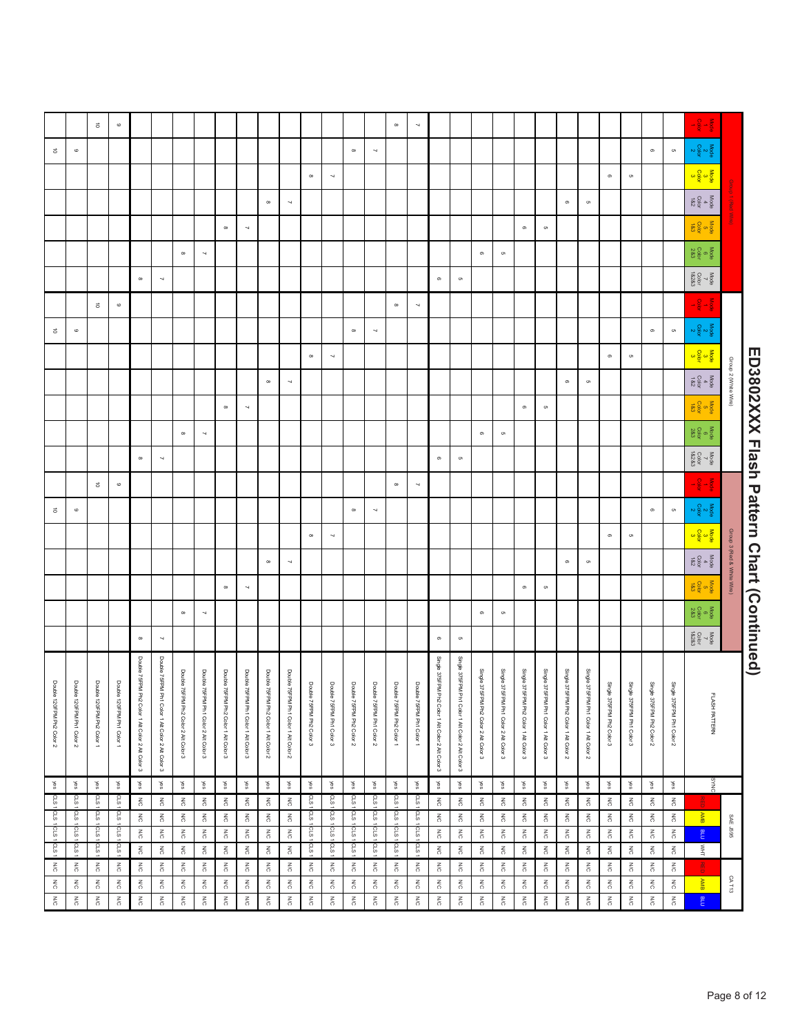# ED3802XXX Flash Pattern Chart (Continued)

| Group 1 (Red Wire) | | | | | | | Group 2 (White Wire) | | | | | | | Group 3 (Red & White Wire) | | | | | | | FLASH PATTERN | SYNC | SAE J595 | | | | CA T13 | | |
|---|---|---|---|---|---|---|---|---|---|---|---|---|---|---|---|---|---|---|---|---|---|---|---|---|---|---|---|---|---|
| Mode 1 Color 1 | Mode 2 Color 2 | Mode 3 Color 3 | Mode 4 Color 1&2 | Mode 5 Color 1&3 | Mode 6 Color 2&3 | Mode 7 Color 1&2&3 | Mode 1 Color 1 | Mode 2 Color 2 | Mode 3 Color 3 | Mode 4 Color 1&2 | Mode 5 Color 1&3 | Mode 6 Color 2&3 | Mode 7 Color 1&2&3 | Mode 1 Color 1 | Mode 2 Color 2 | Mode 3 Color 3 | Mode 4 Color 1&2 | Mode 5 Color 1&3 | Mode 6 Color 2&3 | Mode 7 Color 1&2&3 | | | RED | AMB | BLU | WHT | RED | AMB | BLU |
| | 5 | | | | | | | 5 | | | | | | | 5 | | | | | | Single 375FPM Ph1 Color 2 | yes | N/C | N/C | N/C | N/C | N/C | N/C | N/C |
| | 6 | | | | | | | 6 | | | | | | | 6 | | | | | | Single 375FPM Ph2 Color 2 | yes | N/C | N/C | N/C | N/C | N/C | N/C | N/C |
| | | 5 | | | | | | | 5 | | | | | | | 5 | | | | | Single 375FPM Ph1 Color 3 | yes | N/C | N/C | N/C | N/C | N/C | N/C | N/C |
| | | 6 | | | | | | | 6 | | | | | | | 6 | | | | | Single 375FPM Ph2 Color 3 | yes | N/C | N/C | N/C | N/C | N/C | N/C | N/C |
| | | | 5 | | | | | | | 5 | | | | | | | 5 | | | | Single 375FPM Ph1 Color 1 Alt Color 2 | yes | N/C | N/C | N/C | N/C | N/C | N/C | N/C |
| | | | 6 | | | | | | | 6 | | | | | | | 6 | | | | Single 375FPM Ph2 Color 1 Alt Color 2 | yes | N/C | N/C | N/C | N/C | N/C | N/C | N/C |
| | | | | 5 | | | | | | | 5 | | | | | | | 5 | | | Single 375FPM Ph1 Color 1 Alt Color 3 | yes | N/C | N/C | N/C | N/C | N/C | N/C | N/C |
| | | | | 6 | | | | | | | 6 | | | | | | | 6 | | | Single 375FPM Ph2 Color 1 Alt Color 3 | yes | N/C | N/C | N/C | N/C | N/C | N/C | N/C |
| | | | | | 5 | | | | | | | 5 | | | | | | | 5 | | Single 375FPM Ph1 Color 2 Alt Color 3 | yes | N/C | N/C | N/C | N/C | N/C | N/C | N/C |
| | | | | | 6 | | | | | | | 6 | | | | | | | 6 | | Single 375FPM Ph2 Color 2 Alt Color 3 | yes | N/C | N/C | N/C | N/C | N/C | N/C | N/C |
| | | | | | | 5 | | | | | | | 5 | | | | | | | 5 | Single 375FPM Ph1 Color 1 Alt Color 2 Alt Color 3 | yes | N/C | N/C | N/C | N/C | N/C | N/C | N/C |
| | | | | | | 6 | | | | | | | 6 | | | | | | | 6 | Single 375FPM Ph2 Color 1 Alt Color 2 Alt Color 3 | yes | N/C | N/C | N/C | N/C | N/C | N/C | N/C |
| 7 | | | | | | | 7 | | | | | | | 7 | | | | | | | Double 75FPM Ph1 Color 1 | yes | CLS 1 | CLS 1 | CLS 1 | CLS 1 | N/C | N/C | N/C |
| 8 | | | | | | | 8 | | | | | | | 8 | | | | | | | Double 75FPM Ph2 Color 1 | yes | CLS 1 | CLS 1 | CLS 1 | CLS 1 | N/C | N/C | N/C |
| | 7 | | | | | | | 7 | | | | | | | 7 | | | | | | Double 75FPM Ph1 Color 2 | yes | CLS 1 | CLS 1 | CLS 1 | CLS 1 | N/C | N/C | N/C |
| | 8 | | | | | | | 8 | | | | | | | 8 | | | | | | Double 75FPM Ph2 Color 2 | yes | CLS 1 | CLS 1 | CLS 1 | CLS 1 | N/C | N/C | N/C |
| | | 7 | | | | | | | 7 | | | | | | | 7 | | | | | Double 75FPM Ph1 Color 3 | yes | CLS 1 | CLS 1 | CLS 1 | CLS 1 | N/C | N/C | N/C |
| | | 8 | | | | | | | 8 | | | | | | | 8 | | | | | Double 75FPM Ph2 Color 3 | yes | CLS 1 | CLS 1 | CLS 1 | CLS 1 | N/C | N/C | N/C |
| | | | 7 | | | | | | | 7 | | | | | | | 7 | | | | Double 75FPM Ph1 Color 1 Alt Color 2 | yes | N/C | N/C | N/C | N/C | N/C | N/C | N/C |
| | | | 8 | | | | | | | 8 | | | | | | | 8 | | | | Double 75FPM Ph2 Color 1 Alt Color 2 | yes | N/C | N/C | N/C | N/C | N/C | N/C | N/C |
| | | | | 7 | | | | | | | 7 | | | | | | | 7 | | | Double 75FPM Ph1 Color 1 Alt Color 3 | yes | N/C | N/C | N/C | N/C | N/C | N/C | N/C |
| | | | | 8 | | | | | | | 8 | | | | | | | 8 | | | Double 75FPM Ph2 Color 1 Alt Color 3 | yes | N/C | N/C | N/C | N/C | N/C | N/C | N/C |
| | | | | | 7 | | | | | | | 7 | | | | | | | 7 | | Double 75FPM Ph1 Color 2 Alt Color 3 | yes | N/C | N/C | N/C | N/C | N/C | N/C | N/C |
| | | | | | 8 | | | | | | | 8 | | | | | | | 8 | | Double 75FPM Ph2 Color 2 Alt Color 3 | yes | N/C | N/C | N/C | N/C | N/C | N/C | N/C |
| | | | | | | 7 | | | | | | | 7 | | | | | | | 7 | Double 75FPM Ph1 Color 1 Alt Color 2 Alt Color 3 | yes | N/C | N/C | N/C | N/C | N/C | N/C | N/C |
| | | | | | | 8 | | | | | | | 8 | | | | | | | 8 | Double 75FPM Ph2 Color 1 Alt Color 2 Alt Color 3 | yes | N/C | N/C | N/C | N/C | N/C | N/C | N/C |
| 9 | | | | | | | 9 | | | | | | | 9 | | | | | | | Double 120FPM Ph1 Color 1 | yes | CLS 1 | CLS 1 | CLS 1 | CLS 1 | N/C | N/C | N/C |
| 10 | | | | | | | 10 | | | | | | | 10 | | | | | | | Double 120FPM Ph2 Color 1 | yes | CLS 1 | CLS 1 | CLS 1 | CLS 1 | N/C | N/C | N/C |
| | 9 | | | | | | | 9 | | | | | | | 9 | | | | | | Double 120FPM Ph1 Color 2 | yes | CLS 1 | CLS 1 | CLS 1 | CLS 1 | N/C | N/C | N/C |
| | 10 | | | | | | | 10 | | | | | | | 10 | | | | | | Double 120FPM Ph2 Color 2 | yes | CLS 1 | CLS 1 | CLS 1 | CLS 1 | N/C | N/C | N/C |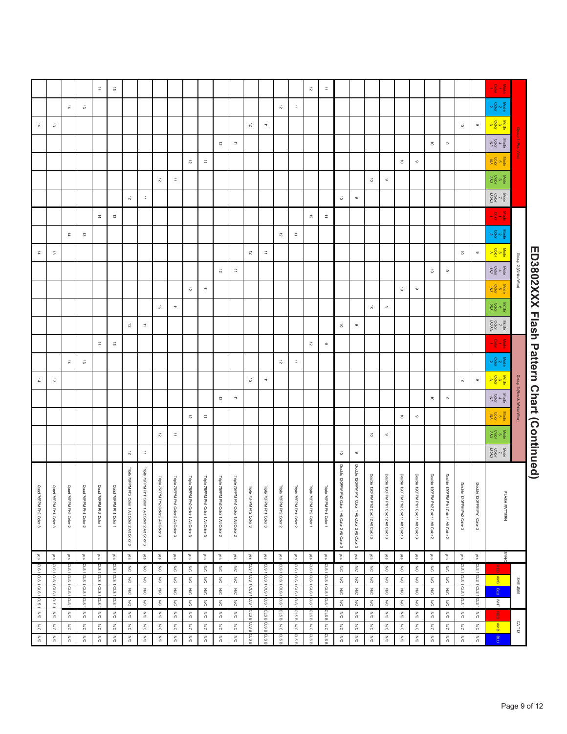# ED3802XXX Flash Pattern Chart (Continued)

| Group 1 (Red Wire) | | | | | | | Group 2 (White Wire) | | | | | | | Group 3 (Red & White Wire) | | | | | | | FLASH PATTERN | SYNC | SAE J595 | | | | CA T13 | | |
|---|---|---|---|---|---|---|---|---|---|---|---|---|---|---|---|---|---|---|---|---|---|---|---|---|---|---|---|---|---|
| Mode 1 Color 1 | Mode 2 Color 2 | Mode 3 Color 3 | Mode 4 Color 1&2 | Mode 5 Color 1&3 | Mode 6 Color 2&3 | Mode 7 Color 1&2&3 | Mode 1 Color 1 | Mode 2 Color 2 | Mode 3 Color 3 | Mode 4 Color 1&2 | Mode 5 Color 1&3 | Mode 6 Color 2&3 | Mode 7 Color 1&2&3 | Mode 1 Color 1 | Mode 2 Color 2 | Mode 3 Color 3 | Mode 4 Color 1&2 | Mode 5 Color 1&3 | Mode 6 Color 2&3 | Mode 7 Color 1&2&3 | | | RED | AMB | BLU | WHT | RED | AMB | BLU |
| | | 9 | | | | | | | 9 | | | | | | | 9 | | | | | Double 120FPM Ph1 Color 3 | yes | CLS 1 | CLS 1 | CLS 1 | CLS 1 | N/C | N/C | N/C |
| | | 10 | | | | | | | 10 | | | | | | | 10 | | | | | Double 120FPM Ph2 Color 3 | yes | CLS 1 | CLS 1 | CLS 1 | CLS 1 | N/C | N/C | N/C |
| | | | 9 | | | | | | | 9 | | | | | | | 9 | | | | Double 120FPM Ph1 Color 1 Alt Color 2 | yes | N/C | N/C | N/C | N/C | N/C | N/C | N/C |
| | | | 10 | | | | | | | 10 | | | | | | | 10 | | | | Double 120FPM Ph2 Color 1 Alt Color 2 | yes | N/C | N/C | N/C | N/C | N/C | N/C | N/C |
| | | | | 9 | | | | | | | 9 | | | | | | | 9 | | | Double 120FPM Ph1 Color 1 Alt Color 3 | yes | N/C | N/C | N/C | N/C | N/C | N/C | N/C |
| | | | | 10 | | | | | | | 10 | | | | | | | 10 | | | Double 120FPM Ph2 Color 1 Alt Color 3 | yes | N/C | N/C | N/C | N/C | N/C | N/C | N/C |
| | | | | | 9 | | | | | | | 9 | | | | | | | 9 | | Double 120FPM Ph1 Color 2 Alt Color 3 | yes | N/C | N/C | N/C | N/C | N/C | N/C | N/C |
| | | | | | 10 | | | | | | | 10 | | | | | | | 10 | | Double 120FPM Ph2 Color 2 Alt Color 3 | yes | N/C | N/C | N/C | N/C | N/C | N/C | N/C |
| | | | | | | 9 | | | | | | | 9 | | | | | | | 9 | Double 120FPM Ph1 Color 1 Alt Color 2 Alt Color 3 | yes | N/C | N/C | N/C | N/C | N/C | N/C | N/C |
| | | | | | | 10 | | | | | | | 10 | | | | | | | 10 | Double 120FPM Ph2 Color 1 Alt Color 2 Alt Color 3 | yes | N/C | N/C | N/C | N/C | N/C | N/C | N/C |
| 11 | | | | | | | 11 | | | | | | | 11 | | | | | | | Triple 75FPM Ph1 Color 1 | yes | CLS 1 | CLS 1 | CLS 1 | CLS 1 | CLS B | N/C | CLS B |
| 12 | | | | | | | 12 | | | | | | | 12 | | | | | | | Triple 75FPM Ph2 Color 1 | yes | CLS 1 | CLS 1 | CLS 1 | CLS 1 | CLS B | N/C | CLS B |
| | 11 | | | | | | | 11 | | | | | | | 11 | | | | | | Triple 75FPM Ph1 Color 2 | yes | CLS 1 | CLS 1 | CLS 1 | CLS 1 | CLS B | N/C | CLS B |
| | 12 | | | | | | | 12 | | | | | | | 12 | | | | | | Triple 75FPM Ph2 Color 2 | yes | CLS 1 | CLS 1 | CLS 1 | CLS 1 | CLS B | N/C | CLS B |
| | | 11 | | | | | | | 11 | | | | | | | 11 | | | | | Triple 75FPM Ph1 Color 3 | yes | CLS 1 | CLS 1 | CLS 1 | CLS 1 | CLS B | CLS B | CLS B |
| | | 12 | | | | | | | 12 | | | | | | | 12 | | | | | Triple 75FPM Ph2 Color 3 | yes | CLS 1 | CLS 1 | CLS 1 | CLS 1 | CLS B | CLS B | CLS B |
| | | | 11 | | | | | | | 11 | | | | | | | 11 | | | | Triple 75FPM Ph1 Color 1 Alt Color 2 | yes | N/C | N/C | N/C | N/C | N/C | N/C | N/C |
| | | | 12 | | | | | | | 12 | | | | | | | 12 | | | | Triple 75FPM Ph2 Color 1 Alt Color 2 | yes | N/C | N/C | N/C | N/C | N/C | N/C | N/C |
| | | | | 11 | | | | | | | 11 | | | | | | | 11 | | | Triple 75FPM Ph1 Color 1 Alt Color 3 | yes | N/C | N/C | N/C | N/C | N/C | N/C | N/C |
| | | | | 12 | | | | | | | 12 | | | | | | | 12 | | | Triple 75FPM Ph2 Color 1 Alt Color 3 | yes | N/C | N/C | N/C | N/C | N/C | N/C | N/C |
| | | | | | 11 | | | | | | | 11 | | | | | | | 11 | | Triple 75FPM Ph1 Color 2 Alt Color 3 | yes | N/C | N/C | N/C | N/C | N/C | N/C | N/C |
| | | | | | 12 | | | | | | | 12 | | | | | | | 12 | | Triple 75FPM Ph2 Color 2 Alt Color 3 | yes | N/C | N/C | N/C | N/C | N/C | N/C | N/C |
| | | | | | | 11 | | | | | | | 11 | | | | | | | 11 | Triple 75FPM Ph1 Color 1 Alt Color 2 Alt Color 3 | yes | N/C | N/C | N/C | N/C | N/C | N/C | N/C |
| | | | | | | 12 | | | | | | | 12 | | | | | | | 12 | Triple 75FPM Ph2 Color 1 Alt Color 2 Alt Color 3 | yes | N/C | N/C | N/C | N/C | N/C | N/C | N/C |
| 13 | | | | | | | 13 | | | | | | | 13 | | | | | | | Quad 75FPM Ph1 Color 1 | yes | CLS 1 | CLS 1 | CLS 1 | CLS 1 | N/C | N/C | N/C |
| 14 | | | | | | | 14 | | | | | | | 14 | | | | | | | Quad 75FPM Ph2 Color 1 | yes | CLS 1 | CLS 1 | CLS 1 | CLS 1 | N/C | N/C | N/C |
| | 13 | | | | | | | 13 | | | | | | | 13 | | | | | | Quad 75FPM Ph1 Color 2 | yes | CLS 1 | CLS 1 | CLS 1 | CLS 1 | N/C | N/C | N/C |
| | 14 | | | | | | | 14 | | | | | | | 14 | | | | | | Quad 75FPM Ph2 Color 2 | yes | CLS 1 | CLS 1 | CLS 1 | CLS 1 | N/C | N/C | N/C |
| | | 13 | | | | | | | 13 | | | | | | | 13 | | | | | Quad 75FPM Ph1 Color 3 | yes | CLS 1 | CLS 1 | CLS 1 | CLS 1 | N/C | N/C | N/C |
| | | 14 | | | | | | | 14 | | | | | | | 14 | | | | | Quad 75FPM Ph2 Color 3 | yes | CLS 1 | CLS 1 | CLS 1 | CLS 1 | N/C | N/C | N/C |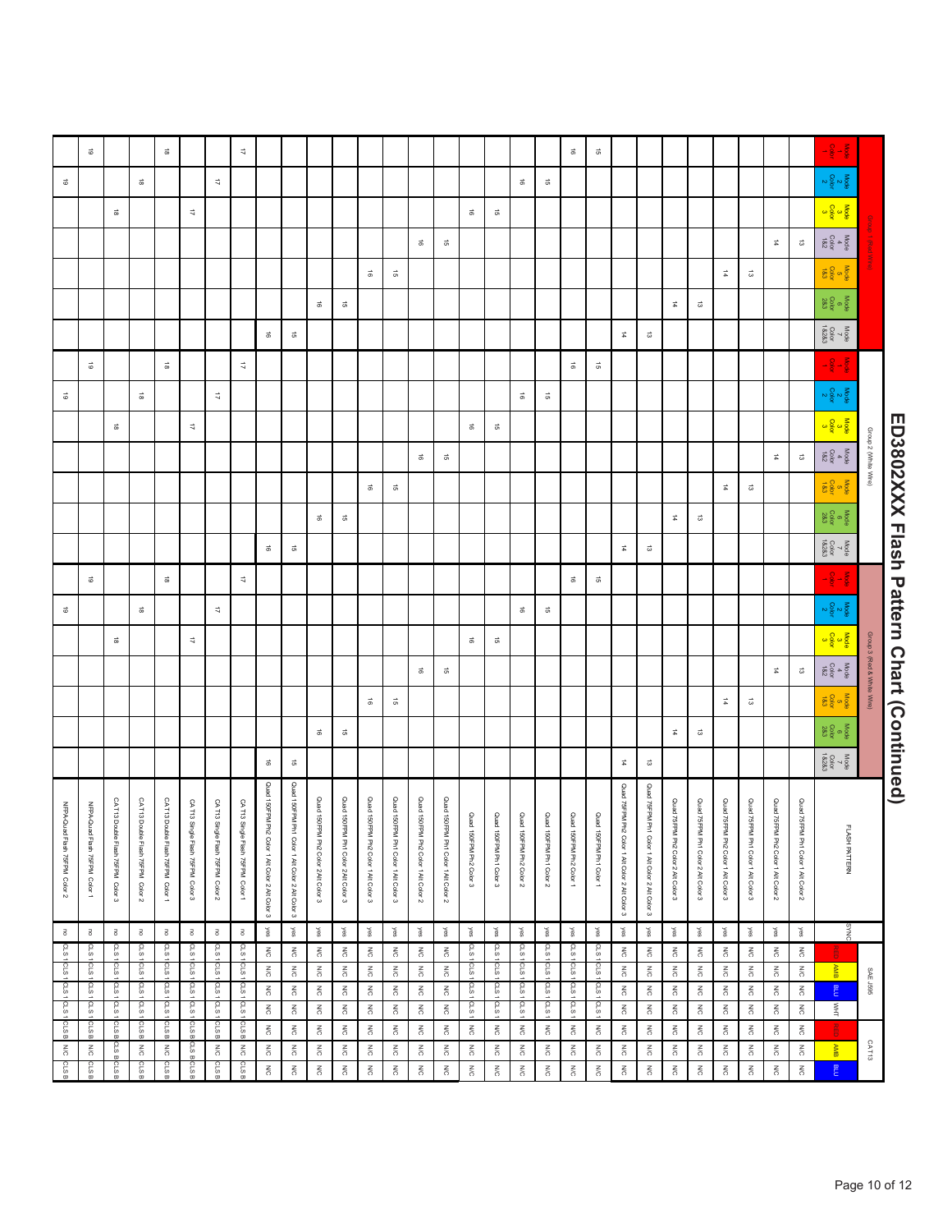# ED3802XXX Flash Pattern Chart (Continued)

| Group 1 (Red Wire) | | | | | | | Group 2 (White Wire) | | | | | | | Group 3 (Red & White Wire) | | | | | | | FLASH PATTERN | SYNC | SAE J595 | | | | CAT13 | | |
|---|---|---|---|---|---|---|---|---|---|---|---|---|---|---|---|---|---|---|---|---|---|---|---|---|---|---|---|---|---|
| Mode 1 Color 1 | Mode 2 Color 2 | Mode 3 Color 3 | Mode 4 Color 1&2 | Mode 5 Color 1&3 | Mode 6 Color 2&3 | Mode 7 Color 1&2&3 | Mode 1 Color 1 | Mode 2 Color 2 | Mode 3 Color 3 | Mode 4 Color 1&2 | Mode 5 Color 1&3 | Mode 6 Color 2&3 | Mode 7 Color 1&2&3 | Mode 1 Color 1 | Mode 2 Color 2 | Mode 3 Color 3 | Mode 4 Color 1&2 | Mode 5 Color 1&3 | Mode 6 Color 2&3 | Mode 7 Color 1&2&3 | | | RED | AMB | BLU | WHT | RED | AMB | BLU |
| | | | 13 | | | | | | | 13 | | | | | | | 13 | | | | Quad 75FPM Ph1 Color 1 Alt Color 2 | yes | NC | NC | NC | NC | N/C | N/C | NC |
| | | | 14 | | | | | | | 14 | | | | | | | 14 | | | | Quad 75FPM Ph2 Color 1 Alt Color 2 | yes | NC | NC | NC | NC | N/C | N/C | NC |
| | | | | 13 | | | | | | | 13 | | | | | | | 13 | | | Quad 75FPM Ph1 Color 1 Alt Color 3 | yes | NC | NC | NC | NC | N/C | N/C | NC |
| | | | | 14 | | | | | | | 14 | | | | | | | 14 | | | Quad 75FPM Ph2 Color 1 Alt Color 3 | yes | NC | NC | NC | NC | N/C | N/C | NC |
| | | | | | 13 | | | | | | | 13 | | | | | | | 13 | | Quad 75FPM Ph1 Color 2 Alt Color 3 | yes | NC | NC | NC | NC | N/C | N/C | NC |
| | | | | | 14 | | | | | | | 14 | | | | | | | 14 | | Quad 75FPM Ph2 Color 2 Alt Color 3 | yes | NC | NC | NC | NC | N/C | N/C | NC |
| | | | | | | 13 | | | | | | | 13 | | | | | | | 13 | Quad 75FPM Ph1 Color 1 Alt Color 2 Alt Color 3 | yes | NC | NC | NC | NC | N/C | N/C | NC |
| | | | | | | 14 | | | | | | | 14 | | | | | | | 14 | Quad 75FPM Ph2 Color 1 Alt Color 2 Alt Color 3 | yes | NC | NC | NC | NC | N/C | N/C | NC |
| 15 | | | | | | | 15 | | | | | | | 15 | | | | | | | Quad 150FPM Ph1 Color 1 | yes | CLS 1 | CLS 1 | CLS 1 | CLS 1 | N/C | N/C | NC |
| 16 | | | | | | | 16 | | | | | | | 16 | | | | | | | Quad 150FPM Ph2 Color 1 | yes | CLS 1 | CLS 1 | CLS 1 | CLS 1 | N/C | N/C | NC |
| | 15 | | | | | | | 15 | | | | | | | 15 | | | | | | Quad 150FPM Ph1 Color 2 | yes | CLS 1 | CLS 1 | CLS 1 | CLS 1 | N/C | N/C | NC |
| | 16 | | | | | | | 16 | | | | | | | 16 | | | | | | Quad 150FPM Ph2 Color 2 | yes | CLS 1 | CLS 1 | CLS 1 | CLS 1 | N/C | N/C | NC |
| | | 15 | | | | | | | 15 | | | | | | | 15 | | | | | Quad 150FPM Ph1 Color 3 | yes | CLS 1 | CLS 1 | CLS 1 | CLS 1 | N/C | N/C | NC |
| | | 16 | | | | | | | 16 | | | | | | | 16 | | | | | Quad 150FPM Ph2 Color 3 | yes | CLS 1 | CLS 1 | CLS 1 | CLS 1 | N/C | N/C | NC |
| | | | 15 | | | | | | | 15 | | | | | | | 15 | | | | Quad 150FPM Ph1 Color 1 Alt Color 2 | yes | NC | NC | NC | NC | N/C | N/C | NC |
| | | | 16 | | | | | | | 16 | | | | | | | 16 | | | | Quad 150FPM Ph2 Color 1 Alt Color 2 | yes | NC | NC | NC | NC | N/C | N/C | NC |
| | | | | 15 | | | | | | | 15 | | | | | | | 15 | | | Quad 150FPM Ph1 Color 1 Alt Color 3 | yes | NC | NC | NC | NC | N/C | N/C | NC |
| | | | | 16 | | | | | | | 16 | | | | | | | 16 | | | Quad 150FPM Ph2 Color 1 Alt Color 3 | yes | NC | NC | NC | NC | N/C | N/C | NC |
| | | | | | 15 | | | | | | | 15 | | | | | | | 15 | | Quad 150FPM Ph1 Color 2 Alt Color 3 | yes | NC | NC | NC | NC | N/C | N/C | NC |
| | | | | | 16 | | | | | | | 16 | | | | | | | 16 | | Quad 150FPM Ph2 Color 2 Alt Color 3 | yes | NC | NC | NC | NC | N/C | N/C | NC |
| | | | | | | 15 | | | | | | | 15 | | | | | | | 15 | Quad 150FPM Ph1 Color 1 Alt Color 2 Alt Color 3 | yes | NC | NC | NC | NC | N/C | N/C | NC |
| | | | | | | 16 | | | | | | | 16 | | | | | | | 16 | Quad 150FPM Ph2 Color 1 Alt Color 2 Alt Color 3 | yes | NC | NC | NC | NC | N/C | N/C | NC |
| 17 | | | | | | | 17 | | | | | | | 17 | | | | | | | CAT T13 Single Flash 75FPM Color 1 | no | CLS 1 | CLS 1 | CLS 1 | CLS 1 | CLS B | N/C | CLS B |
| | 17 | | | | | | | 17 | | | | | | | 17 | | | | | | CAT T13 Single Flash 75FPM Color 2 | no | CLS 1 | CLS 1 | CLS 1 | CLS 1 | CLS B | N/C | CLS B |
| | | 17 | | | | | | | 17 | | | | | | | 17 | | | | | CAT T13 Single Flash 75FPM Color 3 | no | CLS 1 | CLS 1 | CLS 1 | CLS 1 | CLS B | CLS B | CLS B |
| 18 | | | | | | | 18 | | | | | | | 18 | | | | | | | CAT T13 Double Flash 75FPM Color 1 | no | CLS 1 | CLS 1 | CLS 1 | CLS 1 | CLS B | N/C | CLS B |
| | 18 | | | | | | | 18 | | | | | | | 18 | | | | | | CAT T13 Double Flash 75FPM Color 2 | no | CLS 1 | CLS 1 | CLS 1 | CLS 1 | CLS B | N/C | CLS B |
| | | 18 | | | | | | | 18 | | | | | | | 18 | | | | | CAT T13 Double Flash 75FPM Color 3 | no | CLS 1 | CLS 1 | CLS 1 | CLS 1 | CLS B | CLS B | CLS B |
| 19 | | | | | | | 19 | | | | | | | 19 | | | | | | | NFPA-Quad Flash 75FPM Color 1 | no | CLS 1 | CLS 1 | CLS 1 | CLS 1 | CLS B | N/C | CLS B |
| | 19 | | | | | | | 19 | | | | | | | 19 | | | | | | NFPA-Quad Flash 75FPM Color 2 | no | CLS 1 | CLS 1 | CLS 1 | CLS 1 | CLS B | N/C | CLS B |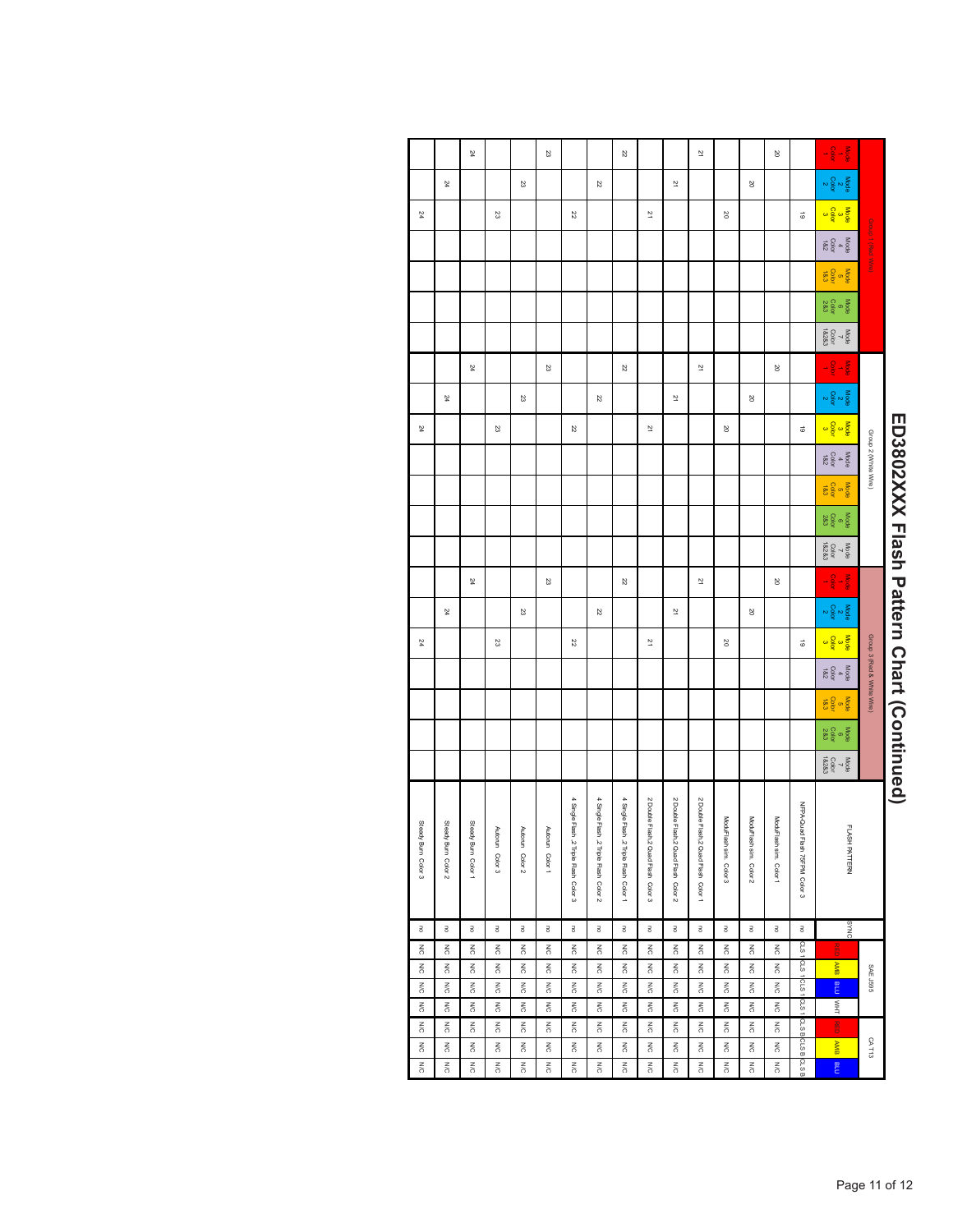# ED3802XXX Flash Pattern Chart (Continued)

| Group 1 (Red Wire) | | | | | | | Group 2 (White Wire) | | | | | | | Group 3 (Red & White Wire) | | | | | | | FLASH PATTERN | SYNC | SAE J595 | | | | CA T13 | | |
|---|---|---|---|---|---|---|---|---|---|---|---|---|---|---|---|---|---|---|---|---|---|---|---|---|---|---|---|---|---|
| Mode 1 Color 1 | Mode 2 Color 2 | Mode 3 Color 3 | Mode 4 Color 1&2 | Mode 5 Color 1&3 | Mode 6 Color 2&3 | Mode 7 Color 1&2&3 | Mode 1 Color 1 | Mode 2 Color 2 | Mode 3 Color 3 | Mode 4 Color 1&2 | Mode 5 Color 1&3 | Mode 6 Color 2&3 | Mode 7 Color 1&2&3 | Mode 1 Color 1 | Mode 2 Color 2 | Mode 3 Color 3 | Mode 4 Color 1&2 | Mode 5 Color 1&3 | Mode 6 Color 2&3 | Mode 7 Color 1&2&3 | | | RED | AMB | BLU | WHT | RED | AMB | BLU |
| | | 19 | | | | | | | 19 | | | | | | | 19 | | | | | NFPA-Quad Flash 75FPM Color 3 | no | CLS 1 | CLS 1 | CLS 1 | CLS 1 | CLS B | CLS B | CLS B |
| 20 | | | | | | | 20 | | | | | | | 20 | | | | | | | ModuFlash sim. Color 1 | no | N/C | N/C | N/C | N/C | N/C | N/C | N/C |
| | 20 | | | | | | | 20 | | | | | | | 20 | | | | | | ModuFlash sim. Color 2 | no | N/C | N/C | N/C | N/C | N/C | N/C | N/C |
| | | 20 | | | | | | | 20 | | | | | | | 20 | | | | | ModuFlash sim. Color 3 | no | N/C | N/C | N/C | N/C | N/C | N/C | N/C |
| 21 | | | | | | | 21 | | | | | | | 21 | | | | | | | 2 Double Flash 2 Quad Flash Color 1 | no | N/C | N/C | N/C | N/C | N/C | N/C | N/C |
| | 21 | | | | | | | 21 | | | | | | | 21 | | | | | | 2 Double Flash 2 Quad Flash Color 2 | no | N/C | N/C | N/C | N/C | N/C | N/C | N/C |
| | | 21 | | | | | | | 21 | | | | | | | 21 | | | | | 2 Double Flash 2 Quad Flash Color 3 | no | N/C | N/C | N/C | N/C | N/C | N/C | N/C |
| 22 | | | | | | | 22 | | | | | | | 22 | | | | | | | 4 Single Flash 2 Triple Flash Color 1 | no | N/C | N/C | N/C | N/C | N/C | N/C | N/C |
| | 22 | | | | | | | 22 | | | | | | | 22 | | | | | | 4 Single Flash 2 Triple Flash Color 2 | no | N/C | N/C | N/C | N/C | N/C | N/C | N/C |
| | | 22 | | | | | | | 22 | | | | | | | 22 | | | | | 4 Single Flash 2 Triple Flash Color 3 | no | N/C | N/C | N/C | N/C | N/C | N/C | N/C |
| 23 | | | | | | | 23 | | | | | | | 23 | | | | | | | Autorun Color 1 | no | N/C | N/C | N/C | N/C | N/C | N/C | N/C |
| | 23 | | | | | | | 23 | | | | | | | 23 | | | | | | Autorun Color 2 | no | N/C | N/C | N/C | N/C | N/C | N/C | N/C |
| | | 23 | | | | | | | 23 | | | | | | | 23 | | | | | Autorun Color 3 | no | N/C | N/C | N/C | N/C | N/C | N/C | N/C |
| 24 | | | | | | | 24 | | | | | | | 24 | | | | | | | Steady Burn Color 1 | no | N/C | N/C | N/C | N/C | N/C | N/C | N/C |
| | 24 | | | | | | | 24 | | | | | | | 24 | | | | | | Steady Burn Color 2 | no | N/C | N/C | N/C | N/C | N/C | N/C | N/C |
| | | 24 | | | | | | | 24 | | | | | | | 24 | | | | | Steady Burn Color 3 | no | N/C | N/C | N/C | N/C | N/C | N/C | N/C |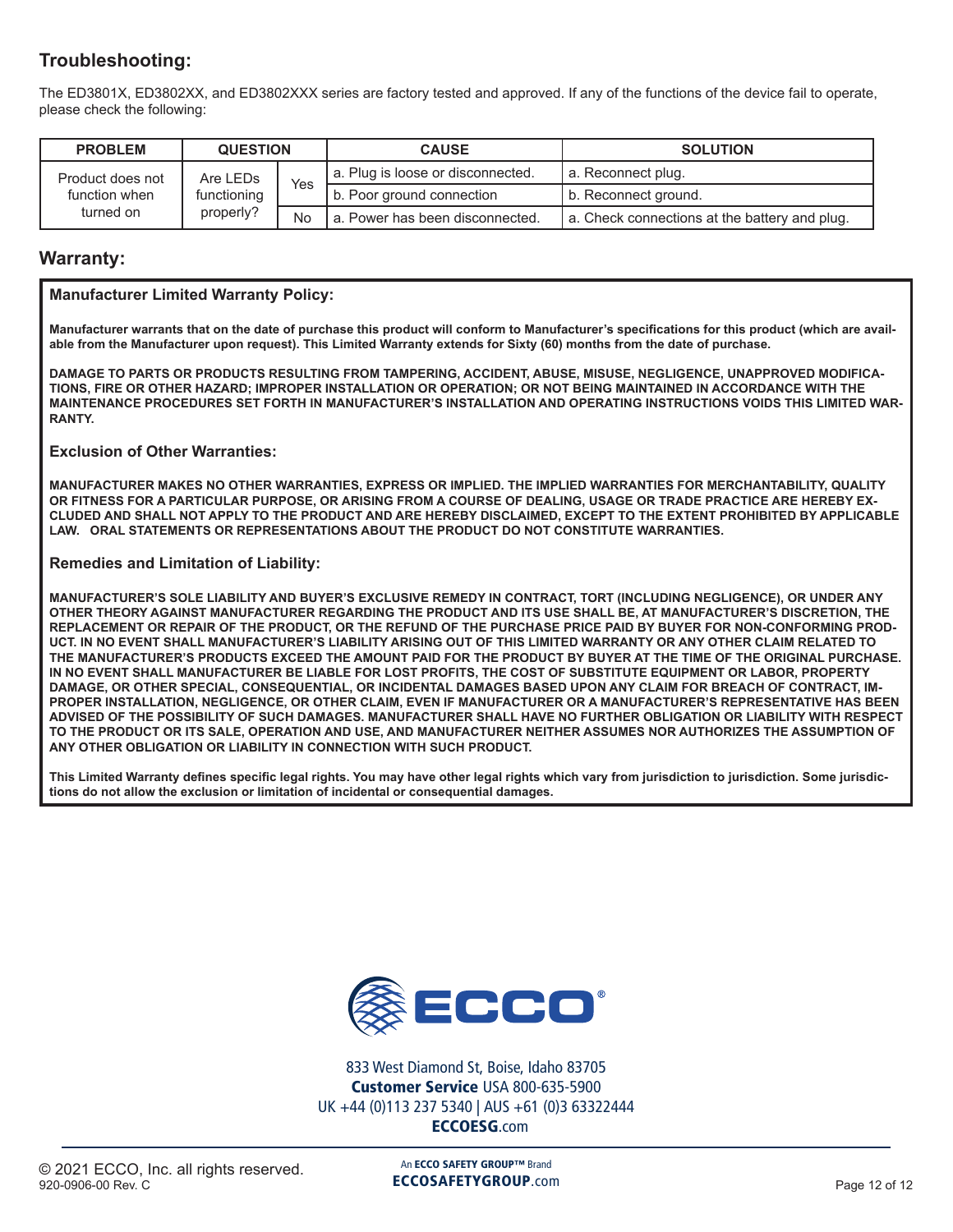## Troubleshooting:

The ED3801X, ED3802XX, and ED3802XXX series are factory tested and approved. If any of the functions of the device fail to operate, please check the following:

| PROBLEM | QUESTION | | CAUSE | SOLUTION |
|---|---|---|---|---|
| Product does not function when turned on | Are LEDs functioning properly? | Yes | a. Plug is loose or disconnected. | a. Reconnect plug. |
| | | | b. Poor ground connection | b. Reconnect ground. |
| | | No | a. Power has been disconnected. | a. Check connections at the battery and plug. |

## Warranty:

### Manufacturer Limited Warranty Policy:

**Manufacturer warrants that on the date of purchase this product will conform to Manufacturer's specifications for this product (which are available from the Manufacturer upon request). This Limited Warranty extends for Sixty (60) months from the date of purchase.**

**DAMAGE TO PARTS OR PRODUCTS RESULTING FROM TAMPERING, ACCIDENT, ABUSE, MISUSE, NEGLIGENCE, UNAPPROVED MODIFICATIONS, FIRE OR OTHER HAZARD; IMPROPER INSTALLATION OR OPERATION; OR NOT BEING MAINTAINED IN ACCORDANCE WITH THE MAINTENANCE PROCEDURES SET FORTH IN MANUFACTURER'S INSTALLATION AND OPERATING INSTRUCTIONS VOIDS THIS LIMITED WARRANTY.**

### Exclusion of Other Warranties:

**MANUFACTURER MAKES NO OTHER WARRANTIES, EXPRESS OR IMPLIED. THE IMPLIED WARRANTIES FOR MERCHANTABILITY, QUALITY OR FITNESS FOR A PARTICULAR PURPOSE, OR ARISING FROM A COURSE OF DEALING, USAGE OR TRADE PRACTICE ARE HEREBY EXCLUDED AND SHALL NOT APPLY TO THE PRODUCT AND ARE HEREBY DISCLAIMED, EXCEPT TO THE EXTENT PROHIBITED BY APPLICABLE LAW. ORAL STATEMENTS OR REPRESENTATIONS ABOUT THE PRODUCT DO NOT CONSTITUTE WARRANTIES.**

### Remedies and Limitation of Liability:

**MANUFACTURER'S SOLE LIABILITY AND BUYER'S EXCLUSIVE REMEDY IN CONTRACT, TORT (INCLUDING NEGLIGENCE), OR UNDER ANY OTHER THEORY AGAINST MANUFACTURER REGARDING THE PRODUCT AND ITS USE SHALL BE, AT MANUFACTURER'S DISCRETION, THE REPLACEMENT OR REPAIR OF THE PRODUCT, OR THE REFUND OF THE PURCHASE PRICE PAID BY BUYER FOR NON-CONFORMING PRODUCT. IN NO EVENT SHALL MANUFACTURER'S LIABILITY ARISING OUT OF THIS LIMITED WARRANTY OR ANY OTHER CLAIM RELATED TO THE MANUFACTURER'S PRODUCTS EXCEED THE AMOUNT PAID FOR THE PRODUCT BY BUYER AT THE TIME OF THE ORIGINAL PURCHASE. IN NO EVENT SHALL MANUFACTURER BE LIABLE FOR LOST PROFITS, THE COST OF SUBSTITUTE EQUIPMENT OR LABOR, PROPERTY DAMAGE, OR OTHER SPECIAL, CONSEQUENTIAL, OR INCIDENTAL DAMAGES BASED UPON ANY CLAIM FOR BREACH OF CONTRACT, IMPROPER INSTALLATION, NEGLIGENCE, OR OTHER CLAIM, EVEN IF MANUFACTURER OR A MANUFACTURER'S REPRESENTATIVE HAS BEEN ADVISED OF THE POSSIBILITY OF SUCH DAMAGES. MANUFACTURER SHALL HAVE NO FURTHER OBLIGATION OR LIABILITY WITH RESPECT TO THE PRODUCT OR ITS SALE, OPERATION AND USE, AND MANUFACTURER NEITHER ASSUMES NOR AUTHORIZES THE ASSUMPTION OF ANY OTHER OBLIGATION OR LIABILITY IN CONNECTION WITH SUCH PRODUCT.**

**This Limited Warranty defines specific legal rights. You may have other legal rights which vary from jurisdiction to jurisdiction. Some jurisdictions do not allow the exclusion or limitation of incidental or consequential damages.**

ECCO®

833 West Diamond St, Boise, Idaho 83705
**Customer Service** USA 800-635-5900
UK +44 (0)113 237 5340 | AUS +61 (0)3 63322444
**ECCOESG**.com

© 2021 ECCO, Inc. all rights reserved.
920-0906-00 Rev. C

An **ECCO SAFETY GROUP™** Brand
**ECCOSAFETYGROUP**.com